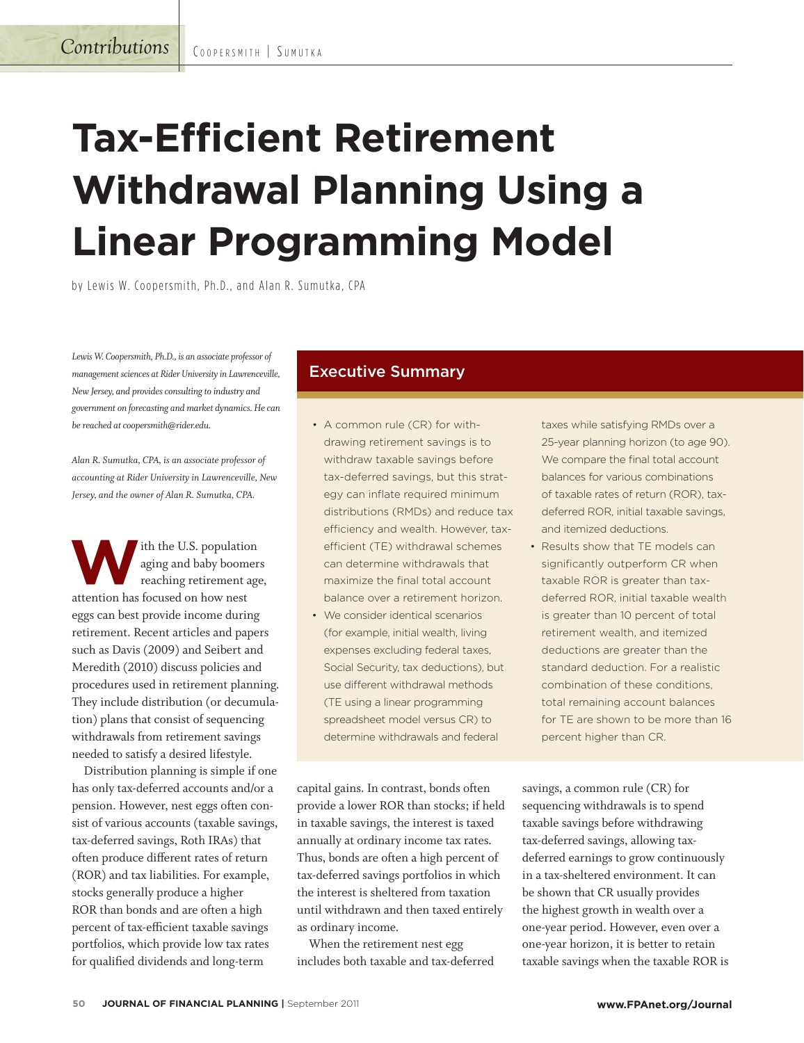# Tax-Efficient Retirement Withdrawal Planning Using a Linear Programming Model

by Lewis W. Coopersmith, Ph.D., and Alan R. Sumutka, CPA

*Lewis W. Coopersmith, Ph.D., is an associate professor of management sciences at Rider University in Lawrenceville, New Jersey, and provides consulting to industry and government on forecasting and market dynamics. He can be reached at coopersmith@rider.edu.*

*Alan R. Sumutka, CPA, is an associate professor of accounting at Rider University in Lawrenceville, New Jersey, and the owner of Alan R. Sumutka, CPA.*

## Executive Summary

- A common rule (CR) for withdrawing retirement savings is to withdraw taxable savings before tax-deferred savings, but this strategy can inflate required minimum distributions (RMDs) and reduce tax efficiency and wealth. However, tax-efficient (TE) withdrawal schemes can determine withdrawals that maximize the final total account balance over a retirement horizon.
- We consider identical scenarios (for example, initial wealth, living expenses excluding federal taxes, Social Security, tax deductions), but use different withdrawal methods (TE using a linear programming spreadsheet model versus CR) to determine withdrawals and federal taxes while satisfying RMDs over a 25-year planning horizon (to age 90). We compare the final total account balances for various combinations of taxable rates of return (ROR), tax-deferred ROR, initial taxable savings, and itemized deductions.
- Results show that TE models can significantly outperform CR when taxable ROR is greater than tax-deferred ROR, initial taxable wealth is greater than 10 percent of total retirement wealth, and itemized deductions are greater than the standard deduction. For a realistic combination of these conditions, total remaining account balances for TE are shown to be more than 16 percent higher than CR.

With the U.S. population aging and baby boomers reaching retirement age, attention has focused on how nest eggs can best provide income during retirement. Recent articles and papers such as Davis (2009) and Seibert and Meredith (2010) discuss policies and procedures used in retirement planning. They include distribution (or decumulation) plans that consist of sequencing withdrawals from retirement savings needed to satisfy a desired lifestyle.

Distribution planning is simple if one has only tax-deferred accounts and/or a pension. However, nest eggs often consist of various accounts (taxable savings, tax-deferred savings, Roth IRAs) that often produce different rates of return (ROR) and tax liabilities. For example, stocks generally produce a higher ROR than bonds and are often a high percent of tax-efficient taxable savings portfolios, which provide low tax rates for qualified dividends and long-term capital gains. In contrast, bonds often provide a lower ROR than stocks; if held in taxable savings, the interest is taxed annually at ordinary income tax rates. Thus, bonds are often a high percent of tax-deferred savings portfolios in which the interest is sheltered from taxation until withdrawn and then taxed entirely as ordinary income.

When the retirement nest egg includes both taxable and tax-deferred savings, a common rule (CR) for sequencing withdrawals is to spend taxable savings before withdrawing tax-deferred savings, allowing tax-deferred earnings to grow continuously in a tax-sheltered environment. It can be shown that CR usually provides the highest growth in wealth over a one-year period. However, even over a one-year horizon, it is better to retain taxable savings when the taxable ROR is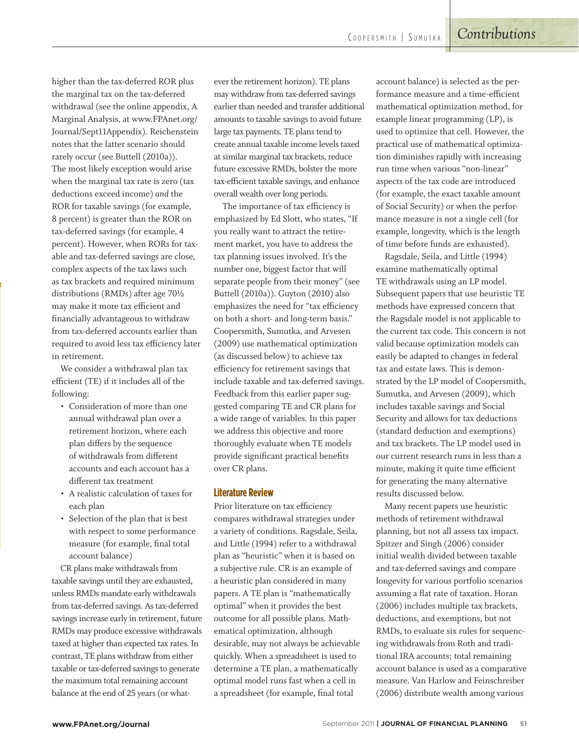higher than the tax-deferred ROR plus the marginal tax on the tax-deferred withdrawal (see the online appendix, A Marginal Analysis, at www.FPAnet.org/Journal/Sept11Appendix). Reichenstein notes that the latter scenario should rarely occur (see Buttell (2010a)). The most likely exception would arise when the marginal tax rate is zero (tax deductions exceed income) *and* the ROR for taxable savings (for example, 8 percent) is greater than the ROR on tax-deferred savings (for example, 4 percent). However, when RORs for taxable and tax-deferred savings are close, complex aspects of the tax laws such as tax brackets and required minimum distributions (RMDs) after age 70½ may make it more tax efficient and financially advantageous to withdraw from tax-deferred accounts earlier than required to avoid less tax efficiency later in retirement.

We consider a withdrawal plan tax efficient (TE) if it includes all of the following:

- Consideration of more than one annual withdrawal plan over a retirement horizon, where each plan differs by the sequence of withdrawals from different accounts and each account has a different tax treatment
- A realistic calculation of taxes for each plan
- Selection of the plan that is best with respect to some performance measure (for example, final total account balance)

CR plans make withdrawals from taxable savings until they are exhausted, unless RMDs mandate early withdrawals from tax-deferred savings. As tax-deferred savings increase early in retirement, future RMDs may produce excessive withdrawals taxed at higher than expected tax rates. In contrast, TE plans withdraw from either taxable or tax-deferred savings to generate the maximum total remaining account balance at the end of 25 years (or whatever the retirement horizon). TE plans may withdraw from tax-deferred savings earlier than needed and transfer additional amounts to taxable savings to avoid future large tax payments. TE plans tend to create annual taxable income levels taxed at similar marginal tax brackets, reduce future excessive RMDs, bolster the more tax-efficient taxable savings, and enhance overall wealth over long periods.

The importance of tax efficiency is emphasized by Ed Slott, who states, "If you really want to attract the retirement market, you have to address the tax planning issues involved. It's the number one, biggest factor that will separate people from their money" (see Buttell (2010a)). Guyton (2010) also emphasizes the need for "tax efficiency on both a short- and long-term basis." Coopersmith, Sumutka, and Arvesen (2009) use mathematical optimization (as discussed below) to achieve tax efficiency for retirement savings that include taxable and tax-deferred savings. Feedback from this earlier paper suggested comparing TE and CR plans for a wide range of variables. In this paper we address this objective and more thoroughly evaluate when TE models provide significant practical benefits over CR plans.

## Literature Review

Prior literature on tax efficiency compares withdrawal strategies under a variety of conditions. Ragsdale, Seila, and Little (1994) refer to a withdrawal plan as "heuristic" when it is based on a subjective rule. CR is an example of a heuristic plan considered in many papers. A TE plan is "mathematically optimal" when it provides the best outcome for all possible plans. Mathematical optimization, although desirable, may not always be achievable quickly. When a spreadsheet is used to determine a TE plan, a mathematically optimal model runs fast when a cell in a spreadsheet (for example, final total account balance) is selected as the performance measure and a time-efficient mathematical optimization method, for example linear programming (LP), is used to optimize that cell. However, the practical use of mathematical optimization diminishes rapidly with increasing run time when various "non-linear" aspects of the tax code are introduced (for example, the exact taxable amount of Social Security) or when the performance measure is not a single cell (for example, longevity, which is the length of time before funds are exhausted).

Ragsdale, Seila, and Little (1994) examine mathematically optimal TE withdrawals using an LP model. Subsequent papers that use heuristic TE methods have expressed concern that the Ragsdale model is not applicable to the current tax code. This concern is not valid because optimization models can easily be adapted to changes in federal tax and estate laws. This is demonstrated by the LP model of Coopersmith, Sumutka, and Arvesen (2009), which includes taxable savings and Social Security and allows for tax deductions (standard deduction and exemptions) and tax brackets. The LP model used in our current research runs in less than a minute, making it quite time efficient for generating the many alternative results discussed below.

Many recent papers use heuristic methods of retirement withdrawal planning, but not all assess tax impact. Spitzer and Singh (2006) consider initial wealth divided between taxable and tax-deferred savings and compare longevity for various portfolio scenarios assuming a flat rate of taxation. Horan (2006) includes multiple tax brackets, deductions, and exemptions, but not RMDs, to evaluate six rules for sequencing withdrawals from Roth and traditional IRA accounts; total remaining account balance is used as a comparative measure. Van Harlow and Feinschreiber (2006) distribute wealth among various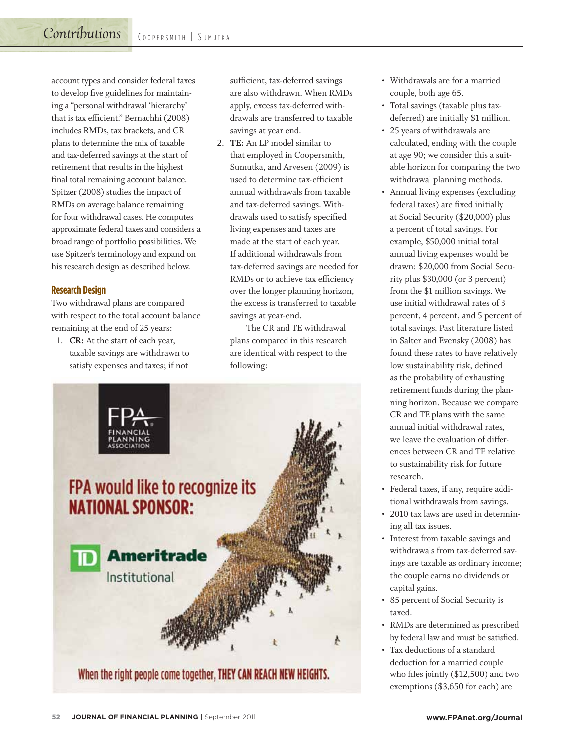account types and consider federal taxes to develop five guidelines for maintaining a "personal withdrawal 'hierarchy' that is tax efficient." Bernachhi (2008) includes RMDs, tax brackets, and CR plans to determine the mix of taxable and tax-deferred savings at the start of retirement that results in the highest final total remaining account balance. Spitzer (2008) studies the impact of RMDs on average balance remaining for four withdrawal cases. He computes approximate federal taxes and considers a broad range of portfolio possibilities. We use Spitzer's terminology and expand on his research design as described below.

## Research Design

Two withdrawal plans are compared with respect to the total account balance remaining at the end of 25 years:

1. **CR:** At the start of each year, taxable savings are withdrawn to satisfy expenses and taxes; if not sufficient, tax-deferred savings are also withdrawn. When RMDs apply, excess tax-deferred withdrawals are transferred to taxable savings at year end.
2. **TE:** An LP model similar to that employed in Coopersmith, Sumutka, and Arvesen (2009) is used to determine tax-efficient annual withdrawals from taxable and tax-deferred savings. Withdrawals used to satisfy specified living expenses and taxes are made at the start of each year. If additional withdrawals from tax-deferred savings are needed for RMDs or to achieve tax efficiency over the longer planning horizon, the excess is transferred to taxable savings at year-end.

The CR and TE withdrawal plans compared in this research are identical with respect to the following:

- Withdrawals are for a married couple, both age 65.
- Total savings (taxable plus tax-deferred) are initially $1 million.
- 25 years of withdrawals are calculated, ending with the couple at age 90; we consider this a suitable horizon for comparing the two withdrawal planning methods.
- Annual living expenses (excluding federal taxes) are fixed initially at Social Security ($20,000) plus a percent of total savings. For example, $50,000 initial total annual living expenses would be drawn: $20,000 from Social Security plus $30,000 (or 3 percent) from the $1 million savings. We use initial withdrawal rates of 3 percent, 4 percent, and 5 percent of total savings. Past literature listed in Salter and Evensky (2008) has found these rates to have relatively low sustainability risk, defined as the probability of exhausting retirement funds during the planning horizon. Because we compare CR and TE plans with the same annual initial withdrawal rates, we leave the evaluation of differences between CR and TE relative to sustainability risk for future research.
- Federal taxes, if any, require additional withdrawals from savings.
- 2010 tax laws are used in determining all tax issues.
- Interest from taxable savings and withdrawals from tax-deferred savings are taxable as ordinary income; the couple earns no dividends or capital gains.
- 85 percent of Social Security is taxed.
- RMDs are determined as prescribed by federal law and must be satisfied.
- Tax deductions of a standard deduction for a married couple who files jointly ($12,500) and two exemptions ($3,650 for each) are

FPA FINANCIAL PLANNING ASSOCIATION

FPA would like to recognize its NATIONAL SPONSOR:

TD Ameritrade Institutional

When the right people come together, THEY CAN REACH NEW HEIGHTS.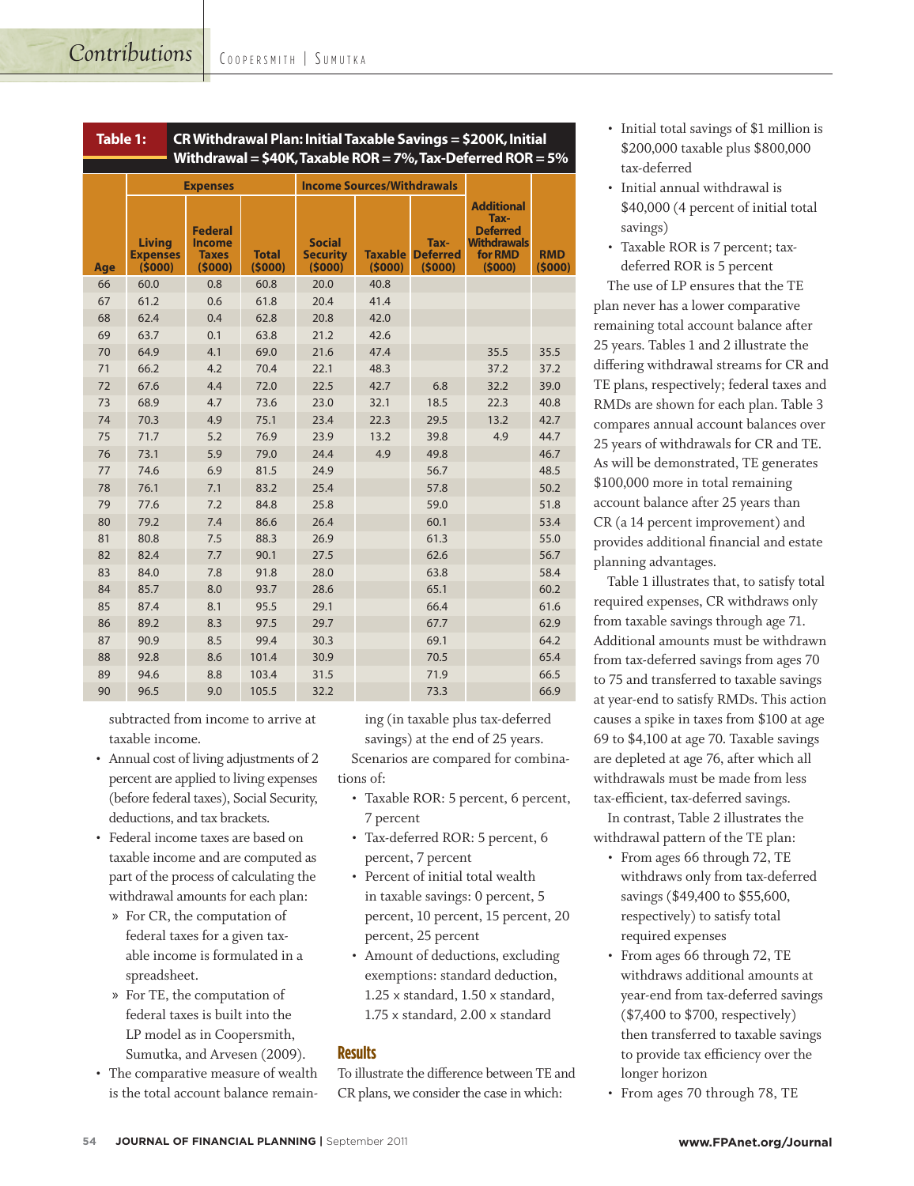**Table 1: CR Withdrawal Plan: Initial Taxable Savings = $200K, Initial Withdrawal = $40K, Taxable ROR = 7%, Tax-Deferred ROR = 5%**

| | Expenses | | | Income Sources/Withdrawals | | | | |
|---|---|---|---|---|---|---|---|---|
| Age | Living Expenses ($000) | Federal Income Taxes ($000) | Total ($000) | Social Security ($000) | Taxable ($000) | Tax-Deferred ($000) | Additional Tax-Deferred Withdrawals for RMD ($000) | RMD ($000) |
| 66 | 60.0 | 0.8 | 60.8 | 20.0 | 40.8 | | | |
| 67 | 61.2 | 0.6 | 61.8 | 20.4 | 41.4 | | | |
| 68 | 62.4 | 0.4 | 62.8 | 20.8 | 42.0 | | | |
| 69 | 63.7 | 0.1 | 63.8 | 21.2 | 42.6 | | | |
| 70 | 64.9 | 4.1 | 69.0 | 21.6 | 47.4 | | 35.5 | 35.5 |
| 71 | 66.2 | 4.2 | 70.4 | 22.1 | 48.3 | | 37.2 | 37.2 |
| 72 | 67.6 | 4.4 | 72.0 | 22.5 | 42.7 | 6.8 | 32.2 | 39.0 |
| 73 | 68.9 | 4.7 | 73.6 | 23.0 | 32.1 | 18.5 | 22.3 | 40.8 |
| 74 | 70.3 | 4.9 | 75.1 | 23.4 | 22.3 | 29.5 | 13.2 | 42.7 |
| 75 | 71.7 | 5.2 | 76.9 | 23.9 | 13.2 | 39.8 | 4.9 | 44.7 |
| 76 | 73.1 | 5.9 | 79.0 | 24.4 | 4.9 | 49.8 | | 46.7 |
| 77 | 74.6 | 6.9 | 81.5 | 24.9 | | 56.7 | | 48.5 |
| 78 | 76.1 | 7.1 | 83.2 | 25.4 | | 57.8 | | 50.2 |
| 79 | 77.6 | 7.2 | 84.8 | 25.8 | | 59.0 | | 51.8 |
| 80 | 79.2 | 7.4 | 86.6 | 26.4 | | 60.1 | | 53.4 |
| 81 | 80.8 | 7.5 | 88.3 | 26.9 | | 61.3 | | 55.0 |
| 82 | 82.4 | 7.7 | 90.1 | 27.5 | | 62.6 | | 56.7 |
| 83 | 84.0 | 7.8 | 91.8 | 28.0 | | 63.8 | | 58.4 |
| 84 | 85.7 | 8.0 | 93.7 | 28.6 | | 65.1 | | 60.2 |
| 85 | 87.4 | 8.1 | 95.5 | 29.1 | | 66.4 | | 61.6 |
| 86 | 89.2 | 8.3 | 97.5 | 29.7 | | 67.7 | | 62.9 |
| 87 | 90.9 | 8.5 | 99.4 | 30.3 | | 69.1 | | 64.2 |
| 88 | 92.8 | 8.6 | 101.4 | 30.9 | | 70.5 | | 65.4 |
| 89 | 94.6 | 8.8 | 103.4 | 31.5 | | 71.9 | | 66.5 |
| 90 | 96.5 | 9.0 | 105.5 | 32.2 | | 73.3 | | 66.9 |

subtracted from income to arrive at taxable income.

- Annual cost of living adjustments of 2 percent are applied to living expenses (before federal taxes), Social Security, deductions, and tax brackets.
- Federal income taxes are based on taxable income and are computed as part of the process of calculating the withdrawal amounts for each plan:
  - » For CR, the computation of federal taxes for a given taxable income is formulated in a spreadsheet.
  - » For TE, the computation of federal taxes is built into the LP model as in Coopersmith, Sumutka, and Arvesen (2009).
- The comparative measure of wealth is the total account balance remaining (in taxable plus tax-deferred savings) at the end of 25 years.

Scenarios are compared for combinations of:

- Taxable ROR: 5 percent, 6 percent, 7 percent
- Tax-deferred ROR: 5 percent, 6 percent, 7 percent
- Percent of initial total wealth in taxable savings: 0 percent, 5 percent, 10 percent, 15 percent, 20 percent, 25 percent
- Amount of deductions, excluding exemptions: standard deduction, 1.25 x standard, 1.50 x standard, 1.75 x standard, 2.00 x standard

## Results

To illustrate the difference between TE and CR plans, we consider the case in which:

- Initial total savings of $1 million is $200,000 taxable plus $800,000 tax-deferred
- Initial annual withdrawal is $40,000 (4 percent of initial total savings)
- Taxable ROR is 7 percent; tax-deferred ROR is 5 percent

The use of LP ensures that the TE plan never has a lower comparative remaining total account balance after 25 years. Tables 1 and 2 illustrate the differing withdrawal streams for CR and TE plans, respectively; federal taxes and RMDs are shown for each plan. Table 3 compares annual account balances over 25 years of withdrawals for CR and TE. As will be demonstrated, TE generates $100,000 more in total remaining account balance after 25 years than CR (a 14 percent improvement) and provides additional financial and estate planning advantages.

Table 1 illustrates that, to satisfy total required expenses, CR withdraws only from taxable savings through age 71. Additional amounts must be withdrawn from tax-deferred savings from ages 70 to 75 and transferred to taxable savings at year-end to satisfy RMDs. This action causes a spike in taxes from $100 at age 69 to $4,100 at age 70. Taxable savings are depleted at age 76, after which all withdrawals must be made from less tax-efficient, tax-deferred savings.

In contrast, Table 2 illustrates the withdrawal pattern of the TE plan:

- From ages 66 through 72, TE withdraws only from tax-deferred savings ($49,400 to $55,600, respectively) to satisfy total required expenses
- From ages 66 through 72, TE withdraws additional amounts at year-end from tax-deferred savings ($7,400 to $700, respectively) then transferred to taxable savings to provide tax efficiency over the longer horizon
- From ages 70 through 78, TE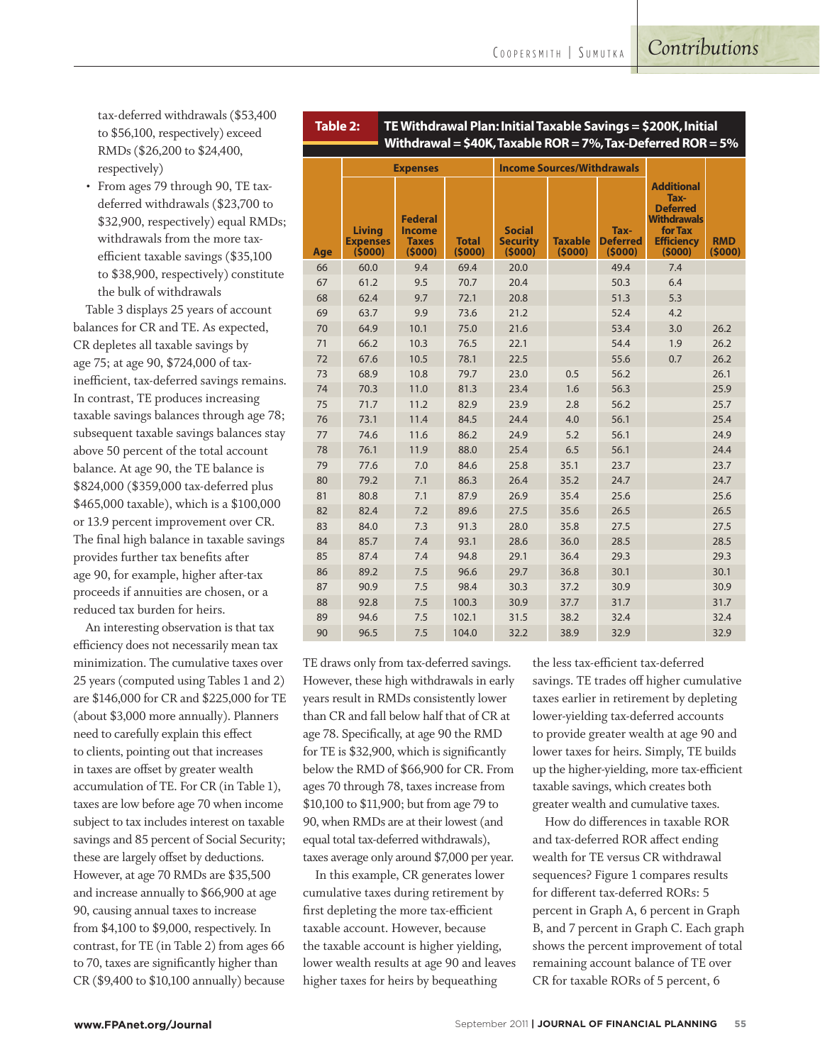tax-deferred withdrawals ($53,400 to $56,100, respectively) exceed RMDs ($26,200 to $24,400, respectively)

- From ages 79 through 90, TE tax-deferred withdrawals ($23,700 to $32,900, respectively) equal RMDs; withdrawals from the more tax-efficient taxable savings ($35,100 to $38,900, respectively) constitute the bulk of withdrawals

Table 3 displays 25 years of account balances for CR and TE. As expected, CR depletes all taxable savings by age 75; at age 90, $724,000 of tax-inefficient, tax-deferred savings remains. In contrast, TE produces increasing taxable savings balances through age 78; subsequent taxable savings balances stay above 50 percent of the total account balance. At age 90, the TE balance is $824,000 ($359,000 tax-deferred plus $465,000 taxable), which is a $100,000 or 13.9 percent improvement over CR. The final high balance in taxable savings provides further tax benefits after age 90, for example, higher after-tax proceeds if annuities are chosen, or a reduced tax burden for heirs.

An interesting observation is that tax efficiency does not necessarily mean tax minimization. The cumulative taxes over 25 years (computed using Tables 1 and 2) are $146,000 for CR and $225,000 for TE (about $3,000 more annually). Planners need to carefully explain this effect to clients, pointing out that increases in taxes are offset by greater wealth accumulation of TE. For CR (in Table 1), taxes are low before age 70 when income subject to tax includes interest on taxable savings and 85 percent of Social Security; these are largely offset by deductions. However, at age 70 RMDs are $35,500 and increase annually to $66,900 at age 90, causing annual taxes to increase from $4,100 to $9,000, respectively. In contrast, for TE (in Table 2) from ages 66 to 70, taxes are significantly higher than CR ($9,400 to $10,100 annually) because

**Table 2: TE Withdrawal Plan: Initial Taxable Savings = $200K, Initial Withdrawal = $40K, Taxable ROR = 7%, Tax-Deferred ROR = 5%**

| | Expenses | | | Income Sources/Withdrawals | | | | |
|---|---|---|---|---|---|---|---|---|
| Age | Living Expenses ($000) | Federal Income Taxes ($000) | Total ($000) | Social Security ($000) | Taxable ($000) | Tax-Deferred ($000) | Additional Tax-Deferred Withdrawals for Tax Efficiency ($000) | RMD ($000) |
| 66 | 60.0 | 9.4 | 69.4 | 20.0 | | 49.4 | 7.4 | |
| 67 | 61.2 | 9.5 | 70.7 | 20.4 | | 50.3 | 6.4 | |
| 68 | 62.4 | 9.7 | 72.1 | 20.8 | | 51.3 | 5.3 | |
| 69 | 63.7 | 9.9 | 73.6 | 21.2 | | 52.4 | 4.2 | |
| 70 | 64.9 | 10.1 | 75.0 | 21.6 | | 53.4 | 3.0 | 26.2 |
| 71 | 66.2 | 10.3 | 76.5 | 22.1 | | 54.4 | 1.9 | 26.2 |
| 72 | 67.6 | 10.5 | 78.1 | 22.5 | | 55.6 | 0.7 | 26.2 |
| 73 | 68.9 | 10.8 | 79.7 | 23.0 | 0.5 | 56.2 | | 26.1 |
| 74 | 70.3 | 11.0 | 81.3 | 23.4 | 1.6 | 56.3 | | 25.9 |
| 75 | 71.7 | 11.2 | 82.9 | 23.9 | 2.8 | 56.2 | | 25.7 |
| 76 | 73.1 | 11.4 | 84.5 | 24.4 | 4.0 | 56.1 | | 25.4 |
| 77 | 74.6 | 11.6 | 86.2 | 24.9 | 5.2 | 56.1 | | 24.9 |
| 78 | 76.1 | 11.9 | 88.0 | 25.4 | 6.5 | 56.1 | | 24.4 |
| 79 | 77.6 | 7.0 | 84.6 | 25.8 | 35.1 | 23.7 | | 23.7 |
| 80 | 79.2 | 7.1 | 86.3 | 26.4 | 35.2 | 24.7 | | 24.7 |
| 81 | 80.8 | 7.1 | 87.9 | 26.9 | 35.4 | 25.6 | | 25.6 |
| 82 | 82.4 | 7.2 | 89.6 | 27.5 | 35.6 | 26.5 | | 26.5 |
| 83 | 84.0 | 7.3 | 91.3 | 28.0 | 35.8 | 27.5 | | 27.5 |
| 84 | 85.7 | 7.4 | 93.1 | 28.6 | 36.0 | 28.5 | | 28.5 |
| 85 | 87.4 | 7.4 | 94.8 | 29.1 | 36.4 | 29.3 | | 29.3 |
| 86 | 89.2 | 7.5 | 96.6 | 29.7 | 36.8 | 30.1 | | 30.1 |
| 87 | 90.9 | 7.5 | 98.4 | 30.3 | 37.2 | 30.9 | | 30.9 |
| 88 | 92.8 | 7.5 | 100.3 | 30.9 | 37.7 | 31.7 | | 31.7 |
| 89 | 94.6 | 7.5 | 102.1 | 31.5 | 38.2 | 32.4 | | 32.4 |
| 90 | 96.5 | 7.5 | 104.0 | 32.2 | 38.9 | 32.9 | | 32.9 |

TE draws only from tax-deferred savings. However, these high withdrawals in early years result in RMDs consistently lower than CR and fall below half that of CR at age 78. Specifically, at age 90 the RMD for TE is $32,900, which is significantly below the RMD of $66,900 for CR. From ages 70 through 78, taxes increase from $10,100 to $11,900; but from age 79 to 90, when RMDs are at their lowest (and equal total tax-deferred withdrawals), taxes average only around $7,000 per year.

In this example, CR generates lower cumulative taxes during retirement by first depleting the more tax-efficient taxable account. However, because the taxable account is higher yielding, lower wealth results at age 90 and leaves higher taxes for heirs by bequeathing the less tax-efficient tax-deferred savings. TE trades off higher cumulative taxes earlier in retirement by depleting lower-yielding tax-deferred accounts to provide greater wealth at age 90 and lower taxes for heirs. Simply, TE builds up the higher-yielding, more tax-efficient taxable savings, which creates both greater wealth and cumulative taxes.

How do differences in taxable ROR and tax-deferred ROR affect ending wealth for TE versus CR withdrawal sequences? Figure 1 compares results for different tax-deferred RORs: 5 percent in Graph A, 6 percent in Graph B, and 7 percent in Graph C. Each graph shows the percent improvement of total remaining account balance of TE over CR for taxable RORs of 5 percent, 6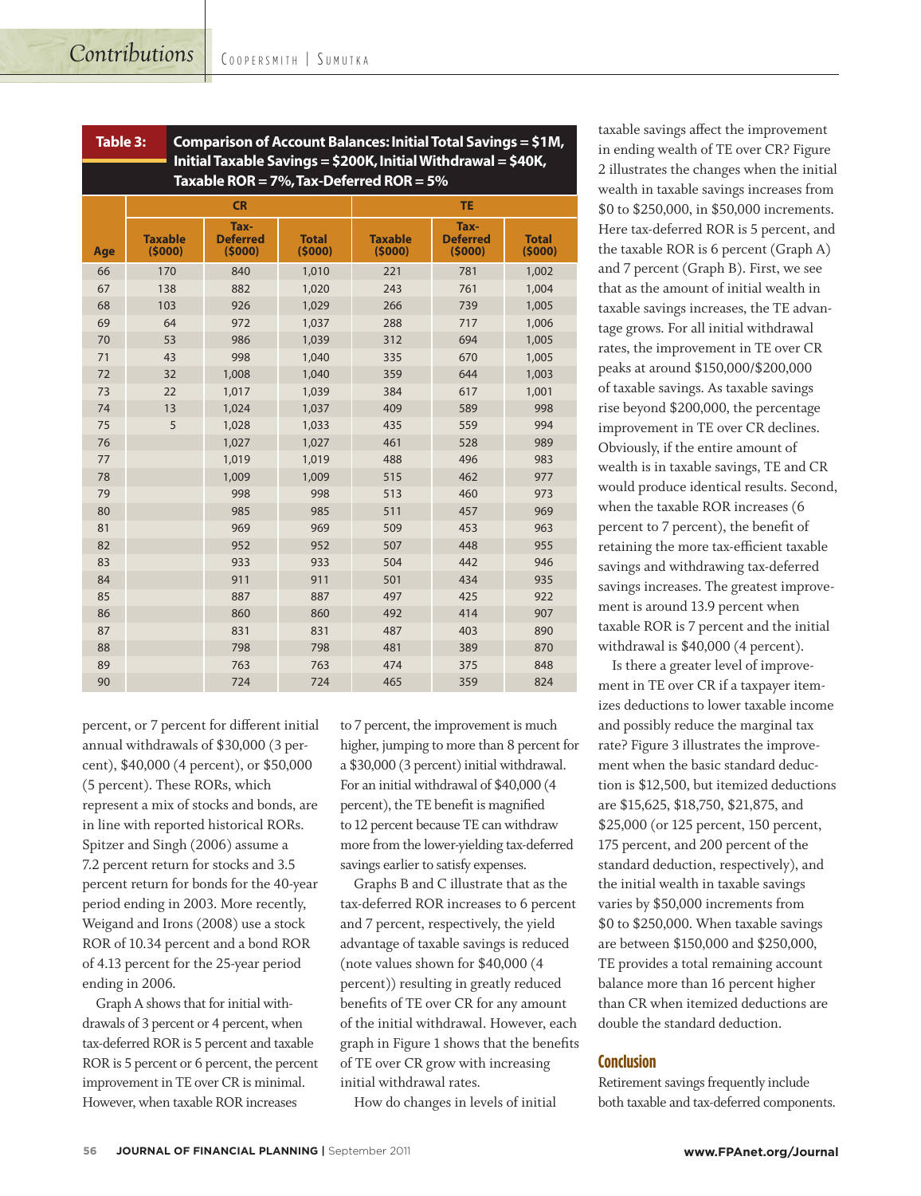**Table 3: Comparison of Account Balances: Initial Total Savings = $1M, Initial Taxable Savings = $200K, Initial Withdrawal = $40K, Taxable ROR = 7%, Tax-Deferred ROR = 5%**

| | CR | | | TE | | |
|---|---|---|---|---|---|---|
| Age | Taxable ($000) | Tax-Deferred ($000) | Total ($000) | Taxable ($000) | Tax-Deferred ($000) | Total ($000) |
| 66 | 170 | 840 | 1,010 | 221 | 781 | 1,002 |
| 67 | 138 | 882 | 1,020 | 243 | 761 | 1,004 |
| 68 | 103 | 926 | 1,029 | 266 | 739 | 1,005 |
| 69 | 64 | 972 | 1,037 | 288 | 717 | 1,006 |
| 70 | 53 | 986 | 1,039 | 312 | 694 | 1,005 |
| 71 | 43 | 998 | 1,040 | 335 | 670 | 1,005 |
| 72 | 32 | 1,008 | 1,040 | 359 | 644 | 1,003 |
| 73 | 22 | 1,017 | 1,039 | 384 | 617 | 1,001 |
| 74 | 13 | 1,024 | 1,037 | 409 | 589 | 998 |
| 75 | 5 | 1,028 | 1,033 | 435 | 559 | 994 |
| 76 | | 1,027 | 1,027 | 461 | 528 | 989 |
| 77 | | 1,019 | 1,019 | 488 | 496 | 983 |
| 78 | | 1,009 | 1,009 | 515 | 462 | 977 |
| 79 | | 998 | 998 | 513 | 460 | 973 |
| 80 | | 985 | 985 | 511 | 457 | 969 |
| 81 | | 969 | 969 | 509 | 453 | 963 |
| 82 | | 952 | 952 | 507 | 448 | 955 |
| 83 | | 933 | 933 | 504 | 442 | 946 |
| 84 | | 911 | 911 | 501 | 434 | 935 |
| 85 | | 887 | 887 | 497 | 425 | 922 |
| 86 | | 860 | 860 | 492 | 414 | 907 |
| 87 | | 831 | 831 | 487 | 403 | 890 |
| 88 | | 798 | 798 | 481 | 389 | 870 |
| 89 | | 763 | 763 | 474 | 375 | 848 |
| 90 | | 724 | 724 | 465 | 359 | 824 |

percent, or 7 percent for different initial annual withdrawals of $30,000 (3 percent), $40,000 (4 percent), or $50,000 (5 percent). These RORs, which represent a mix of stocks and bonds, are in line with reported historical RORs. Spitzer and Singh (2006) assume a 7.2 percent return for stocks and 3.5 percent return for bonds for the 40-year period ending in 2003. More recently, Weigand and Irons (2008) use a stock ROR of 10.34 percent and a bond ROR of 4.13 percent for the 25-year period ending in 2006.

Graph A shows that for initial withdrawals of 3 percent or 4 percent, when tax-deferred ROR is 5 percent and taxable ROR is 5 percent or 6 percent, the percent improvement in TE over CR is minimal. However, when taxable ROR increases to 7 percent, the improvement is much higher, jumping to more than 8 percent for a $30,000 (3 percent) initial withdrawal. For an initial withdrawal of $40,000 (4 percent), the TE benefit is magnified to 12 percent because TE can withdraw more from the lower-yielding tax-deferred savings earlier to satisfy expenses.

Graphs B and C illustrate that as the tax-deferred ROR increases to 6 percent and 7 percent, respectively, the yield advantage of taxable savings is reduced (note values shown for $40,000 (4 percent)) resulting in greatly reduced benefits of TE over CR for any amount of the initial withdrawal. However, each graph in Figure 1 shows that the benefits of TE over CR grow with increasing initial withdrawal rates.

How do changes in levels of initial taxable savings affect the improvement in ending wealth of TE over CR? Figure 2 illustrates the changes when the initial wealth in taxable savings increases from $0 to $250,000, in $50,000 increments. Here tax-deferred ROR is 5 percent, and the taxable ROR is 6 percent (Graph A) and 7 percent (Graph B). First, we see that as the amount of initial wealth in taxable savings increases, the TE advantage grows. For all initial withdrawal rates, the improvement in TE over CR peaks at around $150,000/$200,000 of taxable savings. As taxable savings rise beyond $200,000, the percentage improvement in TE over CR declines. Obviously, if the entire amount of wealth is in taxable savings, TE and CR would produce identical results. Second, when the taxable ROR increases (6 percent to 7 percent), the benefit of retaining the more tax-efficient taxable savings and withdrawing tax-deferred savings increases. The greatest improvement is around 13.9 percent when taxable ROR is 7 percent and the initial withdrawal is $40,000 (4 percent).

Is there a greater level of improvement in TE over CR if a taxpayer itemizes deductions to lower taxable income and possibly reduce the marginal tax rate? Figure 3 illustrates the improvement when the basic standard deduction is $12,500, but itemized deductions are $15,625, $18,750, $21,875, and $25,000 (or 125 percent, 150 percent, 175 percent, and 200 percent of the standard deduction, respectively), and the initial wealth in taxable savings varies by $50,000 increments from $0 to $250,000. When taxable savings are between $150,000 and $250,000, TE provides a total remaining account balance more than 16 percent higher than CR when itemized deductions are double the standard deduction.

## Conclusion

Retirement savings frequently include both taxable and tax-deferred components.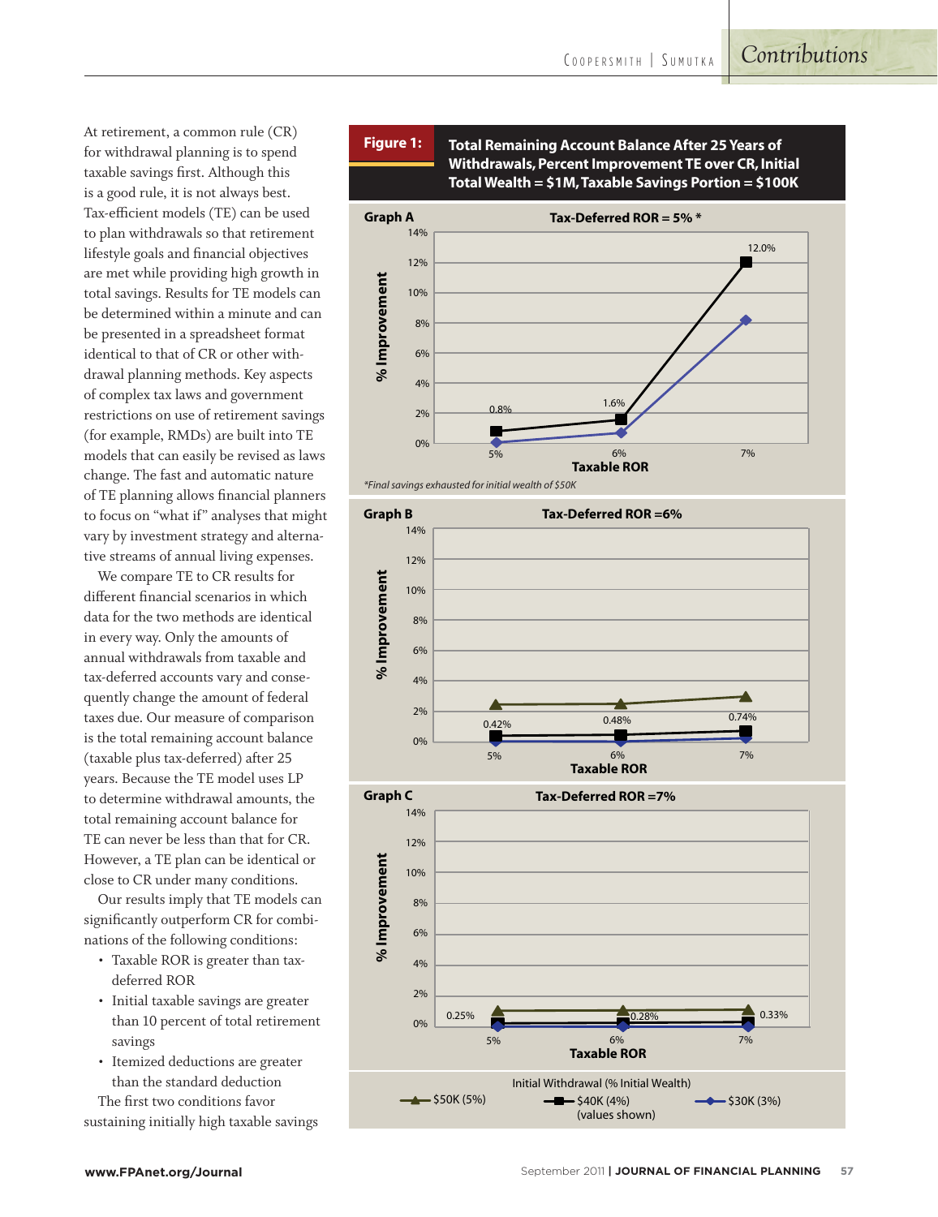At retirement, a common rule (CR) for withdrawal planning is to spend taxable savings first. Although this is a good rule, it is not always best. Tax-efficient models (TE) can be used to plan withdrawals so that retirement lifestyle goals and financial objectives are met while providing high growth in total savings. Results for TE models can be determined within a minute and can be presented in a spreadsheet format identical to that of CR or other withdrawal planning methods. Key aspects of complex tax laws and government restrictions on use of retirement savings (for example, RMDs) are built into TE models that can easily be revised as laws change. The fast and automatic nature of TE planning allows financial planners to focus on "what if" analyses that might vary by investment strategy and alternative streams of annual living expenses.

We compare TE to CR results for different financial scenarios in which data for the two methods are identical in every way. Only the amounts of annual withdrawals from taxable and tax-deferred accounts vary and consequently change the amount of federal taxes due. Our measure of comparison is the total remaining account balance (taxable plus tax-deferred) after 25 years. Because the TE model uses LP to determine withdrawal amounts, the total remaining account balance for TE can never be less than that for CR. However, a TE plan can be identical or close to CR under many conditions.

Our results imply that TE models can significantly outperform CR for combinations of the following conditions:

- Taxable ROR is greater than tax-deferred ROR
- Initial taxable savings are greater than 10 percent of total retirement savings
- Itemized deductions are greater than the standard deduction

The first two conditions favor sustaining initially high taxable savings

**Figure 1: Total Remaining Account Balance After 25 Years of Withdrawals, Percent Improvement TE over CR, Initial Total Wealth = $1M, Taxable Savings Portion = $100K**

**Graph A** — Tax-Deferred ROR = 5% *

| Taxable ROR | 5% | 6% | 7% |
|---|---|---|---|
| $40K (4%) (values shown) | 0.8% | 1.6% | 12.0% |

*Final savings exhausted for initial wealth of $50K*

**Graph B** — Tax-Deferred ROR = 6%

| Taxable ROR | 5% | 6% | 7% |
|---|---|---|---|
| $40K (4%) (values shown) | 0.42% | 0.48% | 0.74% |

**Graph C** — Tax-Deferred ROR = 7%

| Taxable ROR | 5% | 6% | 7% |
|---|---|---|---|
| $40K (4%) (values shown) | 0.25% | 0.28% | 0.33% |

Initial Withdrawal (% Initial Wealth): $50K (5%); $40K (4%) (values shown); $30K (3%)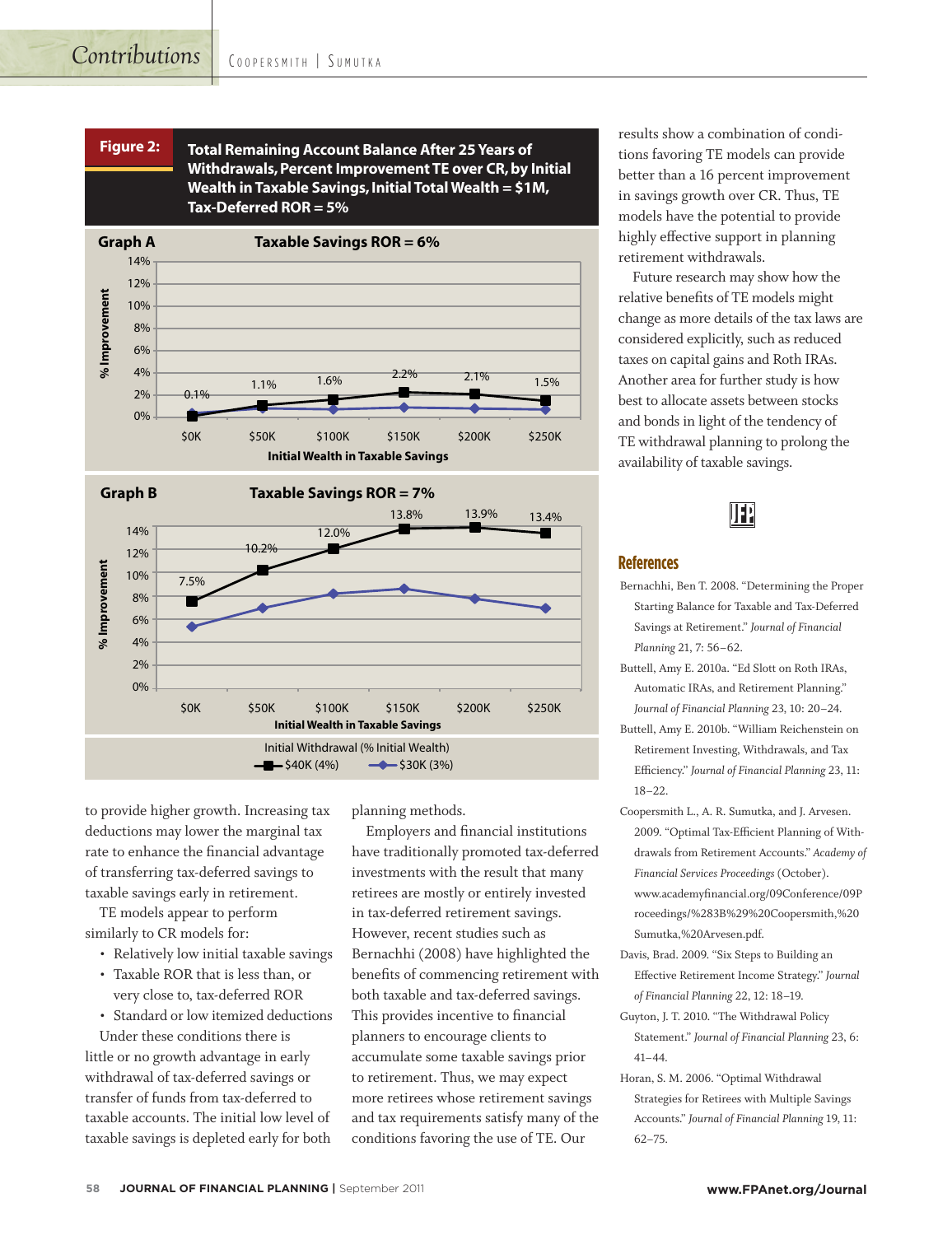**Figure 2: Total Remaining Account Balance After 25 Years of Withdrawals, Percent Improvement TE over CR, by Initial Wealth in Taxable Savings, Initial Total Wealth = $1M, Tax-Deferred ROR = 5%**

**Graph A** — Taxable Savings ROR = 6%

| Initial Wealth in Taxable Savings | $0K | $50K | $100K | $150K | $200K | $250K |
|---|---|---|---|---|---|---|
| $40K (4%) | 0.1% | 1.1% | 1.6% | 2.2% | 2.1% | 1.5% |

**Graph B** — Taxable Savings ROR = 7%

| Initial Wealth in Taxable Savings | $0K | $50K | $100K | $150K | $200K | $250K |
|---|---|---|---|---|---|---|
| $40K (4%) | 7.5% | 10.2% | 12.0% | 13.8% | 13.9% | 13.4% |

Initial Withdrawal (% Initial Wealth): $40K (4%), $30K (3%)

to provide higher growth. Increasing tax deductions may lower the marginal tax rate to enhance the financial advantage of transferring tax-deferred savings to taxable savings early in retirement.

TE models appear to perform similarly to CR models for:

- Relatively low initial taxable savings
- Taxable ROR that is less than, or very close to, tax-deferred ROR
- Standard or low itemized deductions

Under these conditions there is little or no growth advantage in early withdrawal of tax-deferred savings or transfer of funds from tax-deferred to taxable accounts. The initial low level of taxable savings is depleted early for both planning methods.

Employers and financial institutions have traditionally promoted tax-deferred investments with the result that many retirees are mostly or entirely invested in tax-deferred retirement savings. However, recent studies such as Bernachhi (2008) have highlighted the benefits of commencing retirement with both taxable and tax-deferred savings. This provides incentive to financial planners to encourage clients to accumulate some taxable savings prior to retirement. Thus, we may expect more retirees whose retirement savings and tax requirements satisfy many of the conditions favoring the use of TE. Our results show a combination of conditions favoring TE models can provide better than a 16 percent improvement in savings growth over CR. Thus, TE models have the potential to provide highly effective support in planning retirement withdrawals.

Future research may show how the relative benefits of TE models might change as more details of the tax laws are considered explicitly, such as reduced taxes on capital gains and Roth IRAs. Another area for further study is how best to allocate assets between stocks and bonds in light of the tendency of TE withdrawal planning to prolong the availability of taxable savings.

## References

Bernachhi, Ben T. 2008. "Determining the Proper Starting Balance for Taxable and Tax-Deferred Savings at Retirement." *Journal of Financial Planning* 21, 7: 56–62.

Buttell, Amy E. 2010a. "Ed Slott on Roth IRAs, Automatic IRAs, and Retirement Planning." *Journal of Financial Planning* 23, 10: 20–24.

Buttell, Amy E. 2010b. "William Reichenstein on Retirement Investing, Withdrawals, and Tax Efficiency." *Journal of Financial Planning* 23, 11: 18–22.

Coopersmith L., A. R. Sumutka, and J. Arvesen. 2009. "Optimal Tax-Efficient Planning of Withdrawals from Retirement Accounts." *Academy of Financial Services Proceedings* (October). www.academyfinancial.org/09Conference/09Proceedings/%283B%29%20Coopersmith,%20Sumutka,%20Arvesen.pdf.

Davis, Brad. 2009. "Six Steps to Building an Effective Retirement Income Strategy." *Journal of Financial Planning* 22, 12: 18–19.

Guyton, J. T. 2010. "The Withdrawal Policy Statement." *Journal of Financial Planning* 23, 6: 41–44.

Horan, S. M. 2006. "Optimal Withdrawal Strategies for Retirees with Multiple Savings Accounts." *Journal of Financial Planning* 19, 11: 62–75.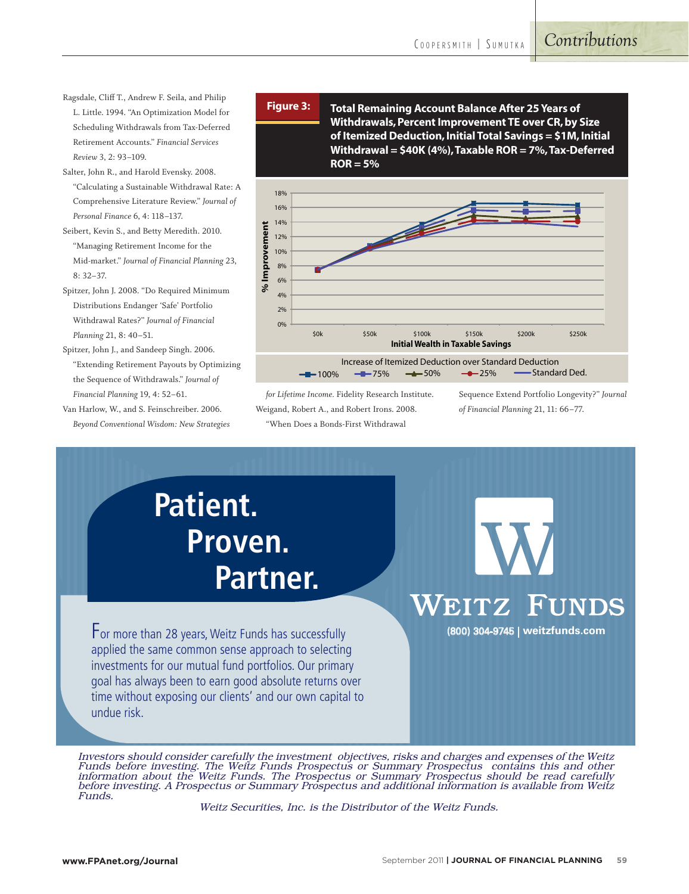Ragsdale, Cliff T., Andrew F. Seila, and Philip L. Little. 1994. "An Optimization Model for Scheduling Withdrawals from Tax-Deferred Retirement Accounts." *Financial Services Review* 3, 2: 93–109.

Salter, John R., and Harold Evensky. 2008. "Calculating a Sustainable Withdrawal Rate: A Comprehensive Literature Review." *Journal of Personal Finance* 6, 4: 118–137.

Seibert, Kevin S., and Betty Meredith. 2010. "Managing Retirement Income for the Mid-market." *Journal of Financial Planning* 23, 8: 32–37.

Spitzer, John J. 2008. "Do Required Minimum Distributions Endanger 'Safe' Portfolio Withdrawal Rates?" *Journal of Financial Planning* 21, 8: 40–51.

Spitzer, John J., and Sandeep Singh. 2006. "Extending Retirement Payouts by Optimizing the Sequence of Withdrawals." *Journal of Financial Planning* 19, 4: 52–61.

Van Harlow, W., and S. Feinschreiber. 2006. *Beyond Conventional Wisdom: New Strategies for Lifetime Income.* Fidelity Research Institute.

Weigand, Robert A., and Robert Irons. 2008. "When Does a Bonds-First Withdrawal Sequence Extend Portfolio Longevity?" *Journal of Financial Planning* 21, 11: 66–77.

**Figure 3: Total Remaining Account Balance After 25 Years of Withdrawals, Percent Improvement TE over CR, by Size of Itemized Deduction, Initial Total Savings = $1M, Initial Withdrawal = $40K (4%), Taxable ROR = 7%, Tax-Deferred ROR = 5%**

% Improvement

18%
16%
14%
12%
10%
8%
6%
4%
2%
0%

$0k
$50k
$100k
$150k
$200k
$250k

Initial Wealth in Taxable Savings

Increase of Itemized Deduction over Standard Deduction

100%
75%
50%
25%
Standard Ded.

**Patient. Proven. Partner.**

For more than 28 years, Weitz Funds has successfully applied the same common sense approach to selecting investments for our mutual fund portfolios. Our primary goal has always been to earn good absolute returns over time without exposing our clients' and our own capital to undue risk.

**Weitz Funds**

(800) 304-9745 | weitzfunds.com

*Investors should consider carefully the investment objectives, risks and charges and expenses of the Weitz Funds before investing. The Weitz Funds Prospectus or Summary Prospectus contains this and other information about the Weitz Funds. The Prospectus or Summary Prospectus should be read carefully before investing. A Prospectus or Summary Prospectus and additional information is available from Weitz Funds.*

*Weitz Securities, Inc. is the Distributor of the Weitz Funds.*